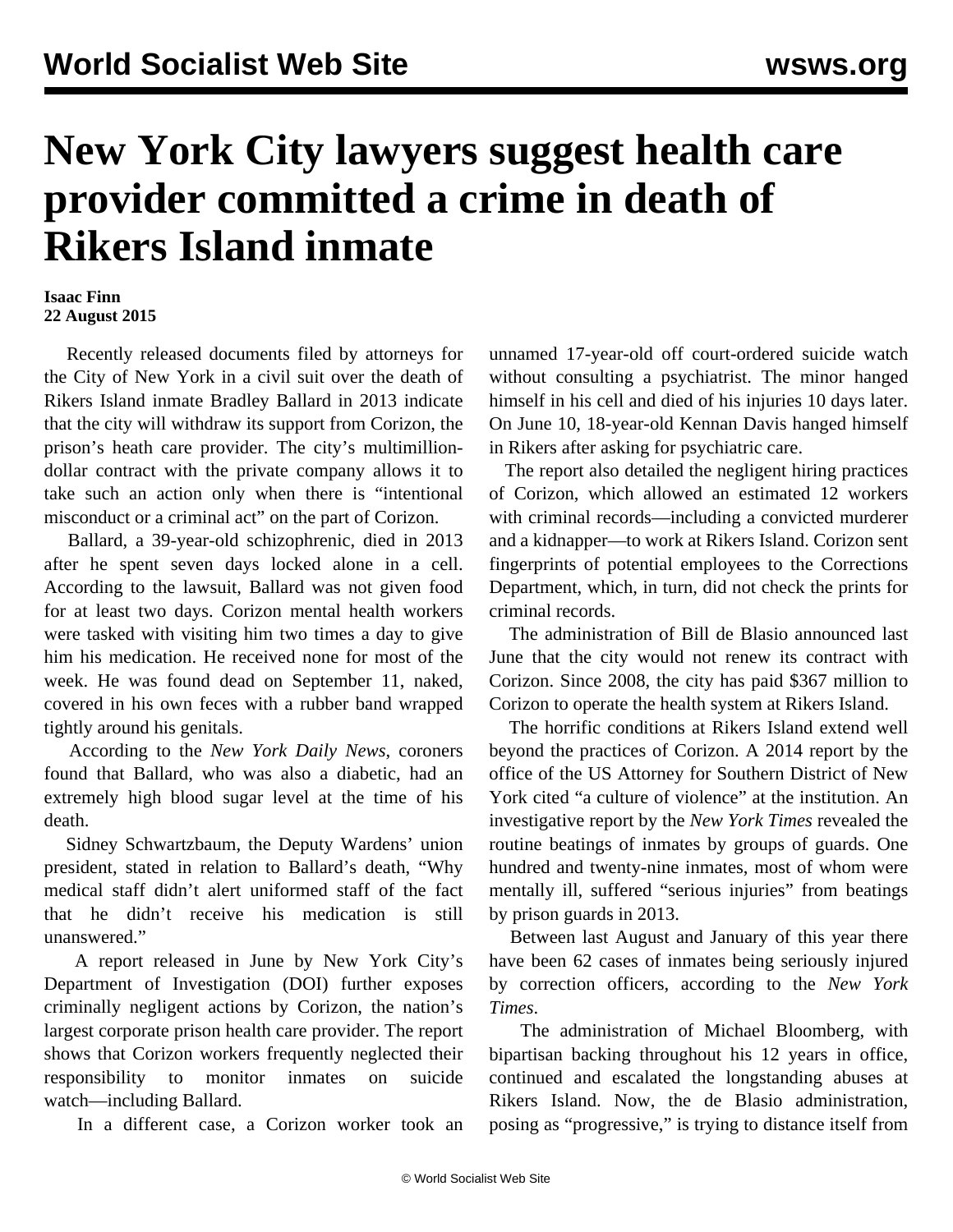# New York City lawyers suggest health care provider committed a crime in death of Rikers Island inmate

**Isaac Finn**
**22 August 2015**

Recently released documents filed by attorneys for the City of New York in a civil suit over the death of Rikers Island inmate Bradley Ballard in 2013 indicate that the city will withdraw its support from Corizon, the prison's heath care provider. The city's multimillion-dollar contract with the private company allows it to take such an action only when there is "intentional misconduct or a criminal act" on the part of Corizon.

Ballard, a 39-year-old schizophrenic, died in 2013 after he spent seven days locked alone in a cell. According to the lawsuit, Ballard was not given food for at least two days. Corizon mental health workers were tasked with visiting him two times a day to give him his medication. He received none for most of the week. He was found dead on September 11, naked, covered in his own feces with a rubber band wrapped tightly around his genitals.

According to the *New York Daily News*, coroners found that Ballard, who was also a diabetic, had an extremely high blood sugar level at the time of his death.

Sidney Schwartzbaum, the Deputy Wardens' union president, stated in relation to Ballard's death, "Why medical staff didn't alert uniformed staff of the fact that he didn't receive his medication is still unanswered."

A report released in June by New York City's Department of Investigation (DOI) further exposes criminally negligent actions by Corizon, the nation's largest corporate prison health care provider. The report shows that Corizon workers frequently neglected their responsibility to monitor inmates on suicide watch—including Ballard.

In a different case, a Corizon worker took an unnamed 17-year-old off court-ordered suicide watch without consulting a psychiatrist. The minor hanged himself in his cell and died of his injuries 10 days later. On June 10, 18-year-old Kennan Davis hanged himself in Rikers after asking for psychiatric care.

The report also detailed the negligent hiring practices of Corizon, which allowed an estimated 12 workers with criminal records—including a convicted murderer and a kidnapper—to work at Rikers Island. Corizon sent fingerprints of potential employees to the Corrections Department, which, in turn, did not check the prints for criminal records.

The administration of Bill de Blasio announced last June that the city would not renew its contract with Corizon. Since 2008, the city has paid $367 million to Corizon to operate the health system at Rikers Island.

The horrific conditions at Rikers Island extend well beyond the practices of Corizon. A 2014 report by the office of the US Attorney for Southern District of New York cited "a culture of violence" at the institution. An investigative report by the *New York Times* revealed the routine beatings of inmates by groups of guards. One hundred and twenty-nine inmates, most of whom were mentally ill, suffered "serious injuries" from beatings by prison guards in 2013.

Between last August and January of this year there have been 62 cases of inmates being seriously injured by correction officers, according to the *New York Times*.

The administration of Michael Bloomberg, with bipartisan backing throughout his 12 years in office, continued and escalated the longstanding abuses at Rikers Island. Now, the de Blasio administration, posing as "progressive," is trying to distance itself from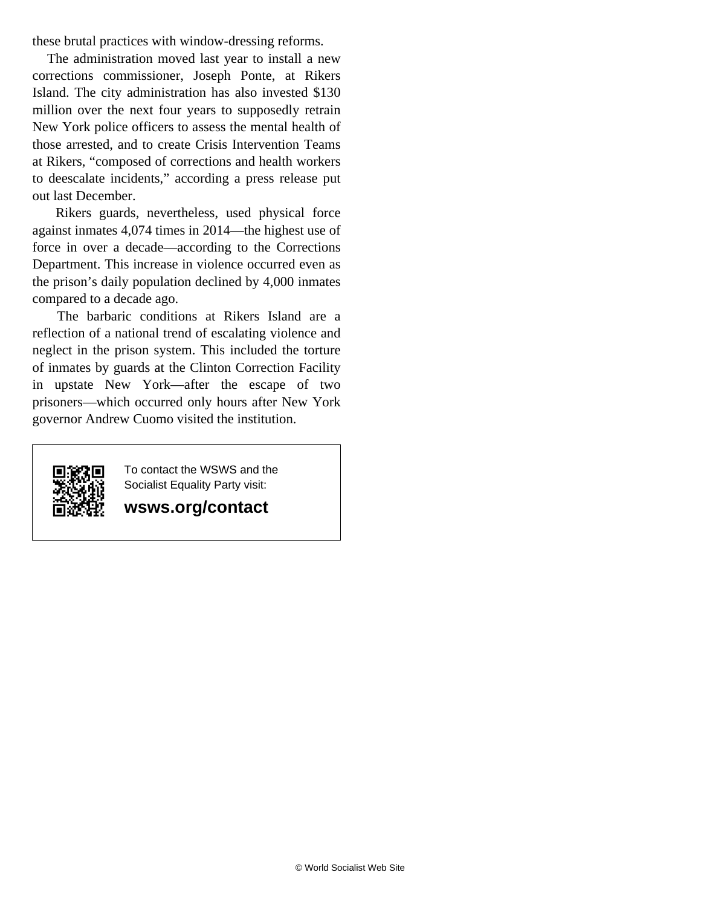these brutal practices with window-dressing reforms.

The administration moved last year to install a new corrections commissioner, Joseph Ponte, at Rikers Island. The city administration has also invested $130 million over the next four years to supposedly retrain New York police officers to assess the mental health of those arrested, and to create Crisis Intervention Teams at Rikers, "composed of corrections and health workers to deescalate incidents," according a press release put out last December.

Rikers guards, nevertheless, used physical force against inmates 4,074 times in 2014—the highest use of force in over a decade—according to the Corrections Department. This increase in violence occurred even as the prison's daily population declined by 4,000 inmates compared to a decade ago.

The barbaric conditions at Rikers Island are a reflection of a national trend of escalating violence and neglect in the prison system. This included the torture of inmates by guards at the Clinton Correction Facility in upstate New York—after the escape of two prisoners—which occurred only hours after New York governor Andrew Cuomo visited the institution.

To contact the WSWS and the Socialist Equality Party visit:

**wsws.org/contact**